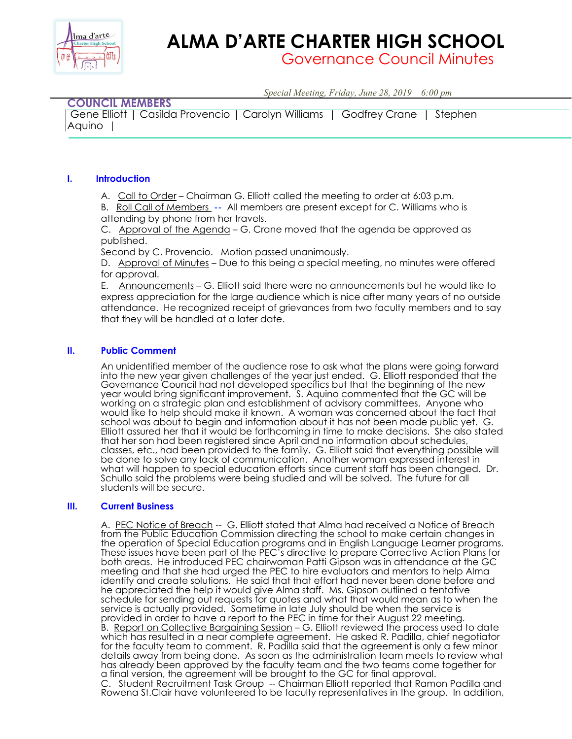# ALMA D'ARTE CHARTER HIGH SCHOOL

## Governance Council Minutes

*Special Meeting, Friday, June 28, 2019 6:00 pm*

**COUNCIL MEMBERS**

Gene Elliott | Casilda Provencio | Carolyn Williams | Godfrey Crane | Stephen Aquino |

### I. Introduction

A. Call to Order – Chairman G. Elliott called the meeting to order at 6:03 p.m.

B. Roll Call of Members -- All members are present except for C. Williams who is attending by phone from her travels.

C. Approval of the Agenda – G. Crane moved that the agenda be approved as published.

Second by C. Provencio. Motion passed unanimously.

D. Approval of Minutes – Due to this being a special meeting, no minutes were offered for approval.

E. Announcements – G. Elliott said there were no announcements but he would like to express appreciation for the large audience which is nice after many years of no outside attendance. He recognized receipt of grievances from two faculty members and to say that they will be handled at a later date.

### II. Public Comment

An unidentified member of the audience rose to ask what the plans were going forward into the new year given challenges of the year just ended. G. Elliott responded that the Governance Council had not developed specifics but that the beginning of the new year would bring significant improvement. S. Aquino commented that the GC will be working on a strategic plan and establishment of advisory committees. Anyone who would like to help should make it known. A woman was concerned about the fact that school was about to begin and information about it has not been made public yet. G. Elliott assured her that it would be forthcoming in time to make decisions. She also stated that her son had been registered since April and no information about schedules, classes, etc., had been provided to the family. G. Elliott said that everything possible will be done to solve any lack of communication. Another woman expressed interest in what will happen to special education efforts since current staff has been changed. Dr. Schullo said the problems were being studied and will be solved. The future for all students will be secure.

### III. Current Business

A. PEC Notice of Breach -- G. Elliott stated that Alma had received a Notice of Breach from the Public Education Commission directing the school to make certain changes in the operation of Special Education programs and in English Language Learner programs. These issues have been part of the PEC's directive to prepare Corrective Action Plans for both areas. He introduced PEC chairwoman Patti Gipson was in attendance at the GC meeting and that she had urged the PEC to hire evaluators and mentors to help Alma identify and create solutions. He said that that effort had never been done before and he appreciated the help it would give Alma staff. Ms. Gipson outlined a tentative schedule for sending out requests for quotes and what that would mean as to when the service is actually provided. Sometime in late July should be when the service is provided in order to have a report to the PEC in time for their August 22 meeting.

B. Report on Collective Bargaining Session – G. Elliott reviewed the process used to date which has resulted in a near complete agreement. He asked R. Padilla, chief negotiator for the faculty team to comment. R. Padilla said that the agreement is only a few minor details away from being done. As soon as the administration team meets to review what has already been approved by the faculty team and the two teams come together for a final version, the agreement will be brought to the GC for final approval.

C. Student Recruitment Task Group -- Chairman Elliott reported that Ramon Padilla and Rowena St.Clair have volunteered to be faculty representatives in the group. In addition,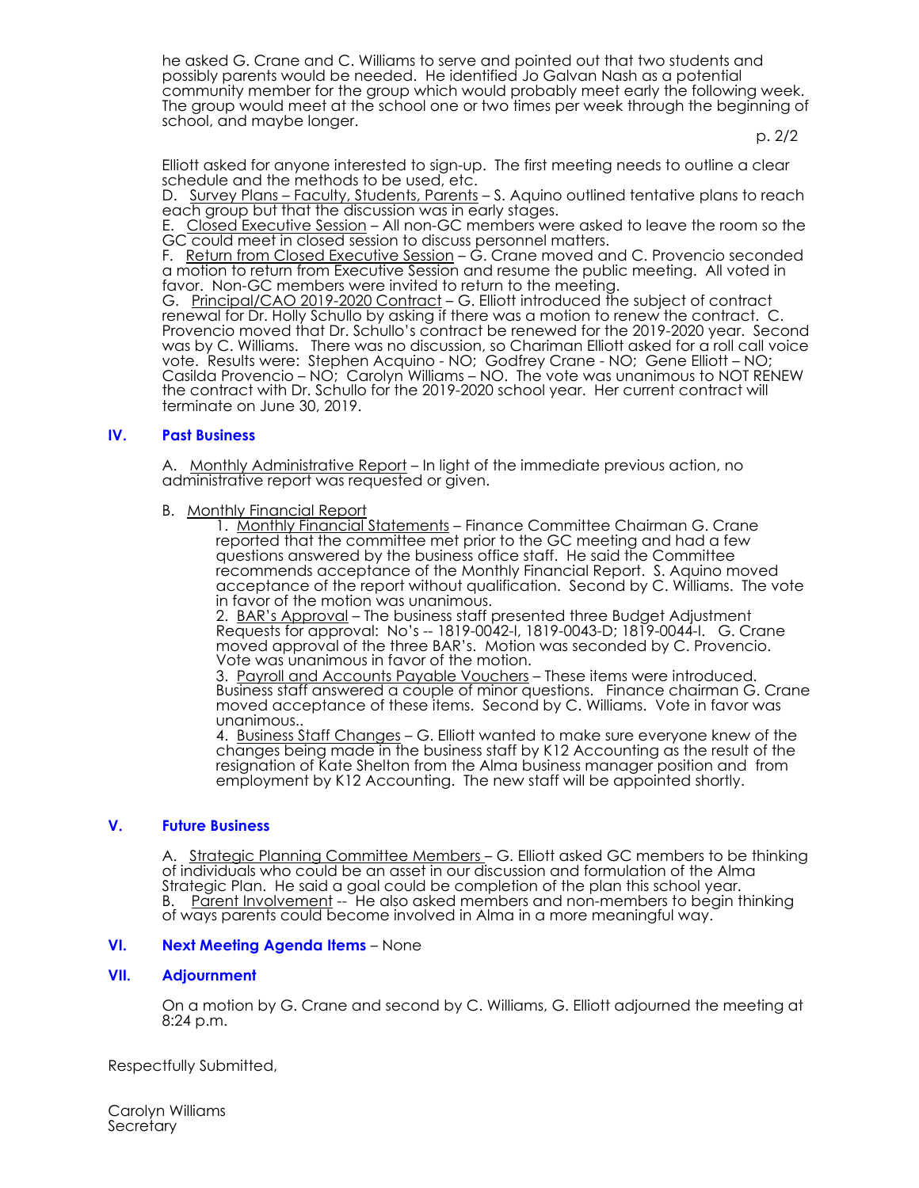he asked G. Crane and C. Williams to serve and pointed out that two students and possibly parents would be needed. He identified Jo Galvan Nash as a potential community member for the group which would probably meet early the following week. The group would meet at the school one or two times per week through the beginning of school, and maybe longer.

Elliott asked for anyone interested to sign-up. The first meeting needs to outline a clear schedule and the methods to be used, etc.

D. Survey Plans – Faculty, Students, Parents – S. Aquino outlined tentative plans to reach each group but that the discussion was in early stages.

E. Closed Executive Session – All non-GC members were asked to leave the room so the GC could meet in closed session to discuss personnel matters.

F. Return from Closed Executive Session – G. Crane moved and C. Provencio seconded a motion to return from Executive Session and resume the public meeting. All voted in favor. Non-GC members were invited to return to the meeting.

G. Principal/CAO 2019-2020 Contract – G. Elliott introduced the subject of contract renewal for Dr. Holly Schullo by asking if there was a motion to renew the contract. C. Provencio moved that Dr. Schullo's contract be renewed for the 2019-2020 year. Second was by C. Williams. There was no discussion, so Chariman Elliott asked for a roll call voice vote. Results were: Stephen Acquino - NO; Godfrey Crane - NO; Gene Elliott – NO; Casilda Provencio – NO; Carolyn Williams – NO. The vote was unanimous to NOT RENEW the contract with Dr. Schullo for the 2019-2020 school year. Her current contract will terminate on June 30, 2019.

## IV. Past Business

A. Monthly Administrative Report – In light of the immediate previous action, no administrative report was requested or given.

B. Monthly Financial Report

1. Monthly Financial Statements – Finance Committee Chairman G. Crane reported that the committee met prior to the GC meeting and had a few questions answered by the business office staff. He said the Committee recommends acceptance of the Monthly Financial Report. S. Aquino moved acceptance of the report without qualification. Second by C. Williams. The vote in favor of the motion was unanimous.
2. BAR's Approval – The business staff presented three Budget Adjustment Requests for approval: No's -- 1819-0042-I, 1819-0043-D; 1819-0044-I. G. Crane moved approval of the three BAR's. Motion was seconded by C. Provencio. Vote was unanimous in favor of the motion.
3. Payroll and Accounts Payable Vouchers – These items were introduced. Business staff answered a couple of minor questions. Finance chairman G. Crane moved acceptance of these items. Second by C. Williams. Vote in favor was unanimous..
4. Business Staff Changes – G. Elliott wanted to make sure everyone knew of the changes being made in the business staff by K12 Accounting as the result of the resignation of Kate Shelton from the Alma business manager position and from employment by K12 Accounting. The new staff will be appointed shortly.

## V. Future Business

A. Strategic Planning Committee Members – G. Elliott asked GC members to be thinking of individuals who could be an asset in our discussion and formulation of the Alma Strategic Plan. He said a goal could be completion of the plan this school year.

B. Parent Involvement -- He also asked members and non-members to begin thinking of ways parents could become involved in Alma in a more meaningful way.

## VI. Next Meeting Agenda Items – None

## VII. Adjournment

On a motion by G. Crane and second by C. Williams, G. Elliott adjourned the meeting at 8:24 p.m.

Respectfully Submitted,

Carolyn Williams
Secretary